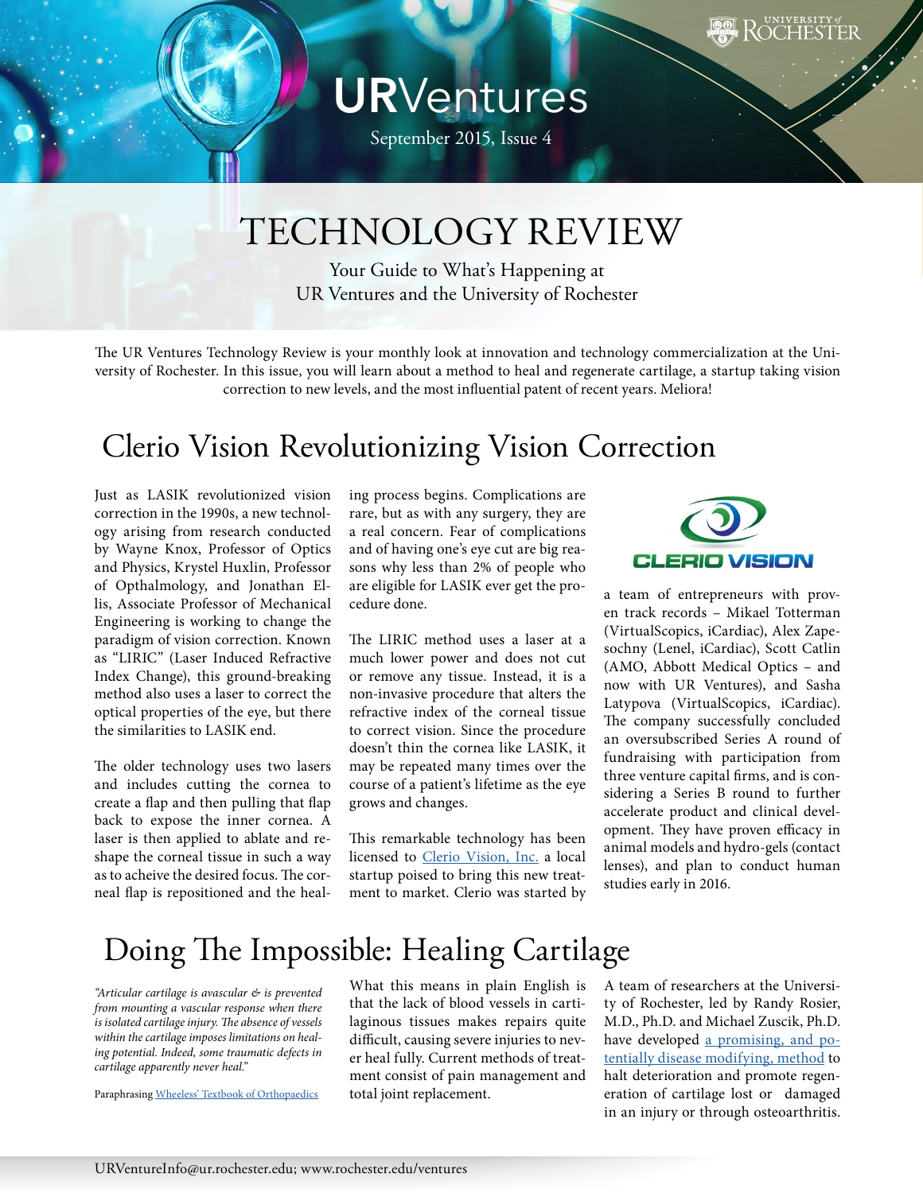# URVentures

September 2015, Issue 4

# TECHNOLOGY REVIEW

Your Guide to What's Happening at UR Ventures and the University of Rochester

The UR Ventures Technology Review is your monthly look at innovation and technology commercialization at the University of Rochester. In this issue, you will learn about a method to heal and regenerate cartilage, a startup taking vision correction to new levels, and the most influential patent of recent years. Meliora!

## Clerio Vision Revolutionizing Vision Correction

Just as LASIK revolutionized vision correction in the 1990s, a new technology arising from research conducted by Wayne Knox, Professor of Optics and Physics, Krystel Huxlin, Professor of Opthalmology, and Jonathan Ellis, Associate Professor of Mechanical Engineering is working to change the paradigm of vision correction. Known as "LIRIC" (Laser Induced Refractive Index Change), this ground-breaking method also uses a laser to correct the optical properties of the eye, but there the similarities to LASIK end.

The older technology uses two lasers and includes cutting the cornea to create a flap and then pulling that flap back to expose the inner cornea. A laser is then applied to ablate and reshape the corneal tissue in such a way as to acheive the desired focus. The corneal flap is repositioned and the healing process begins. Complications are rare, but as with any surgery, they are a real concern. Fear of complications and of having one's eye cut are big reasons why less than 2% of people who are eligible for LASIK ever get the procedure done.

The LIRIC method uses a laser at a much lower power and does not cut or remove any tissue. Instead, it is a non-invasive procedure that alters the refractive index of the corneal tissue to correct vision. Since the procedure doesn't thin the cornea like LASIK, it may be repeated many times over the course of a patient's lifetime as the eye grows and changes.

This remarkable technology has been licensed to [Clerio Vision, Inc.](#) a local startup poised to bring this new treatment to market. Clerio was started by a team of entrepreneurs with proven track records – Mikael Totterman (VirtualScopics, iCardiac), Alex Zapesochny (Lenel, iCardiac), Scott Catlin (AMO, Abbott Medical Optics – and now with UR Ventures), and Sasha Latypova (VirtualScopics, iCardiac). The company successfully concluded an oversubscribed Series A round of fundraising with participation from three venture capital firms, and is considering a Series B round to further accelerate product and clinical development. They have proven efficacy in animal models and hydro-gels (contact lenses), and plan to conduct human studies early in 2016.

## Doing The Impossible: Healing Cartilage

*"Articular cartilage is avascular & is prevented from mounting a vascular response when there is isolated cartilage injury. The absence of vessels within the cartilage imposes limitations on healing potential. Indeed, some traumatic defects in cartilage apparently never heal."*

Paraphrasing [Wheeless' Textbook of Orthopaedics](#)

What this means in plain English is that the lack of blood vessels in cartilaginous tissues makes repairs quite difficult, causing severe injuries to never heal fully. Current methods of treatment consist of pain management and total joint replacement.

A team of researchers at the University of Rochester, led by Randy Rosier, M.D., Ph.D. and Michael Zuscik, Ph.D. have developed [a promising, and potentially disease modifying, method](#) to halt deterioration and promote regeneration of cartilage lost or damaged in an injury or through osteoarthritis.

URVentureInfo@ur.rochester.edu; www.rochester.edu/ventures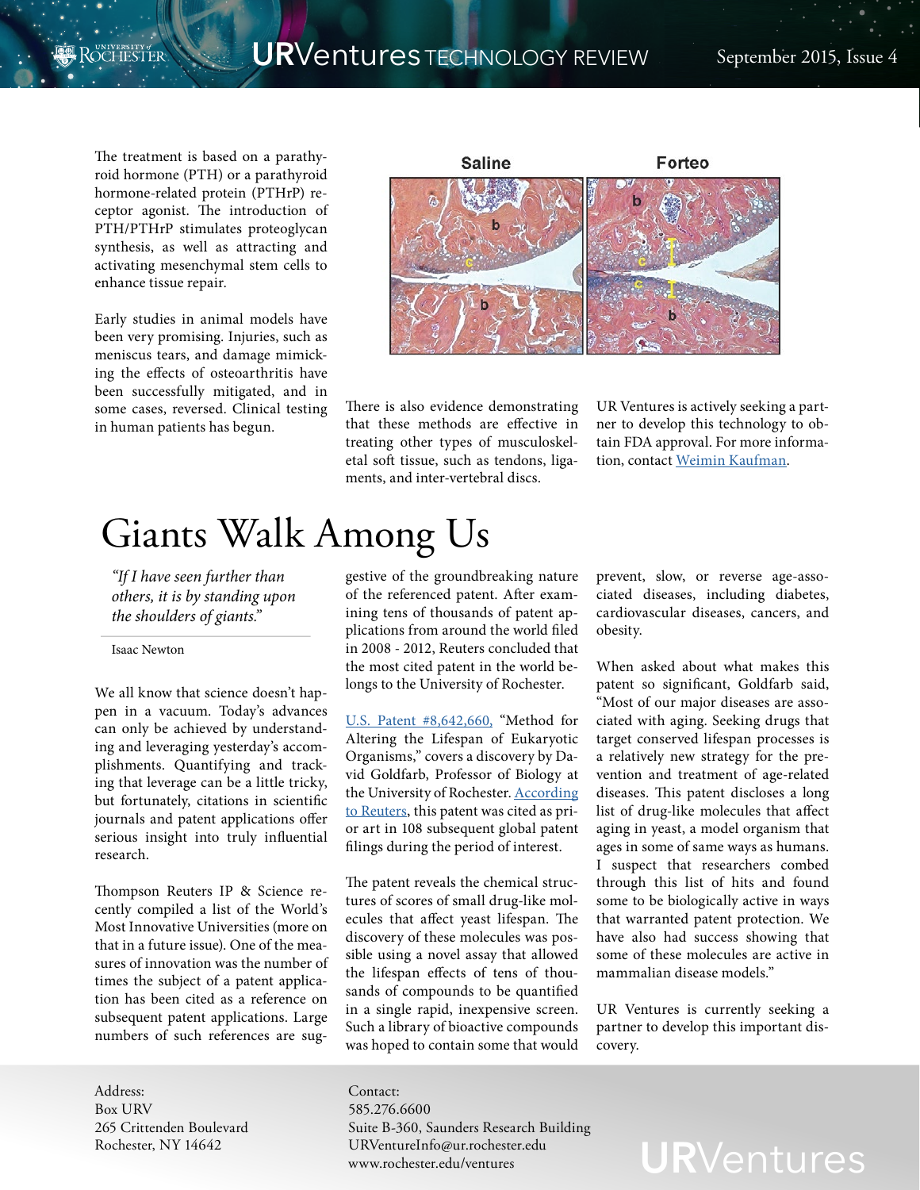The treatment is based on a parathyroid hormone (PTH) or a parathyroid hormone-related protein (PTHrP) receptor agonist. The introduction of PTH/PTHrP stimulates proteoglycan synthesis, as well as attracting and activating mesenchymal stem cells to enhance tissue repair.

Early studies in animal models have been very promising. Injuries, such as meniscus tears, and damage mimicking the effects of osteoarthritis have been successfully mitigated, and in some cases, reversed. Clinical testing in human patients has begun.

Saline

Forteo

There is also evidence demonstrating that these methods are effective in treating other types of musculoskeletal soft tissue, such as tendons, ligaments, and inter-vertebral discs.

UR Ventures is actively seeking a partner to develop this technology to obtain FDA approval. For more information, contact [Weimin Kaufman](#).

# Giants Walk Among Us

> *"If I have seen further than others, it is by standing upon the shoulders of giants."*
>
> Isaac Newton

We all know that science doesn't happen in a vacuum. Today's advances can only be achieved by understanding and leveraging yesterday's accomplishments. Quantifying and tracking that leverage can be a little tricky, but fortunately, citations in scientific journals and patent applications offer serious insight into truly influential research.

Thompson Reuters IP & Science recently compiled a list of the World's Most Innovative Universities (more on that in a future issue). One of the measures of innovation was the number of times the subject of a patent application has been cited as a reference on subsequent patent applications. Large numbers of such references are suggestive of the groundbreaking nature of the referenced patent. After examining tens of thousands of patent applications from around the world filed in 2008 - 2012, Reuters concluded that the most cited patent in the world belongs to the University of Rochester.

[U.S. Patent #8,642,660,](#) "Method for Altering the Lifespan of Eukaryotic Organisms," covers a discovery by David Goldfarb, Professor of Biology at the University of Rochester. [According to Reuters](#), this patent was cited as prior art in 108 subsequent global patent filings during the period of interest.

The patent reveals the chemical structures of scores of small drug-like molecules that affect yeast lifespan. The discovery of these molecules was possible using a novel assay that allowed the lifespan effects of tens of thousands of compounds to be quantified in a single rapid, inexpensive screen. Such a library of bioactive compounds was hoped to contain some that would prevent, slow, or reverse age-associated diseases, including diabetes, cardiovascular diseases, cancers, and obesity.

When asked about what makes this patent so significant, Goldfarb said, "Most of our major diseases are associated with aging. Seeking drugs that target conserved lifespan processes is a relatively new strategy for the prevention and treatment of age-related diseases. This patent discloses a long list of drug-like molecules that affect aging in yeast, a model organism that ages in some of same ways as humans. I suspect that researchers combed through this list of hits and found some to be biologically active in ways that warranted patent protection. We have also had success showing that some of these molecules are active in mammalian disease models."

UR Ventures is currently seeking a partner to develop this important discovery.

Address:
Box URV
265 Crittenden Boulevard
Rochester, NY 14642

Contact:
585.276.6600
Suite B-360, Saunders Research Building
URVentureInfo@ur.rochester.edu
www.rochester.edu/ventures